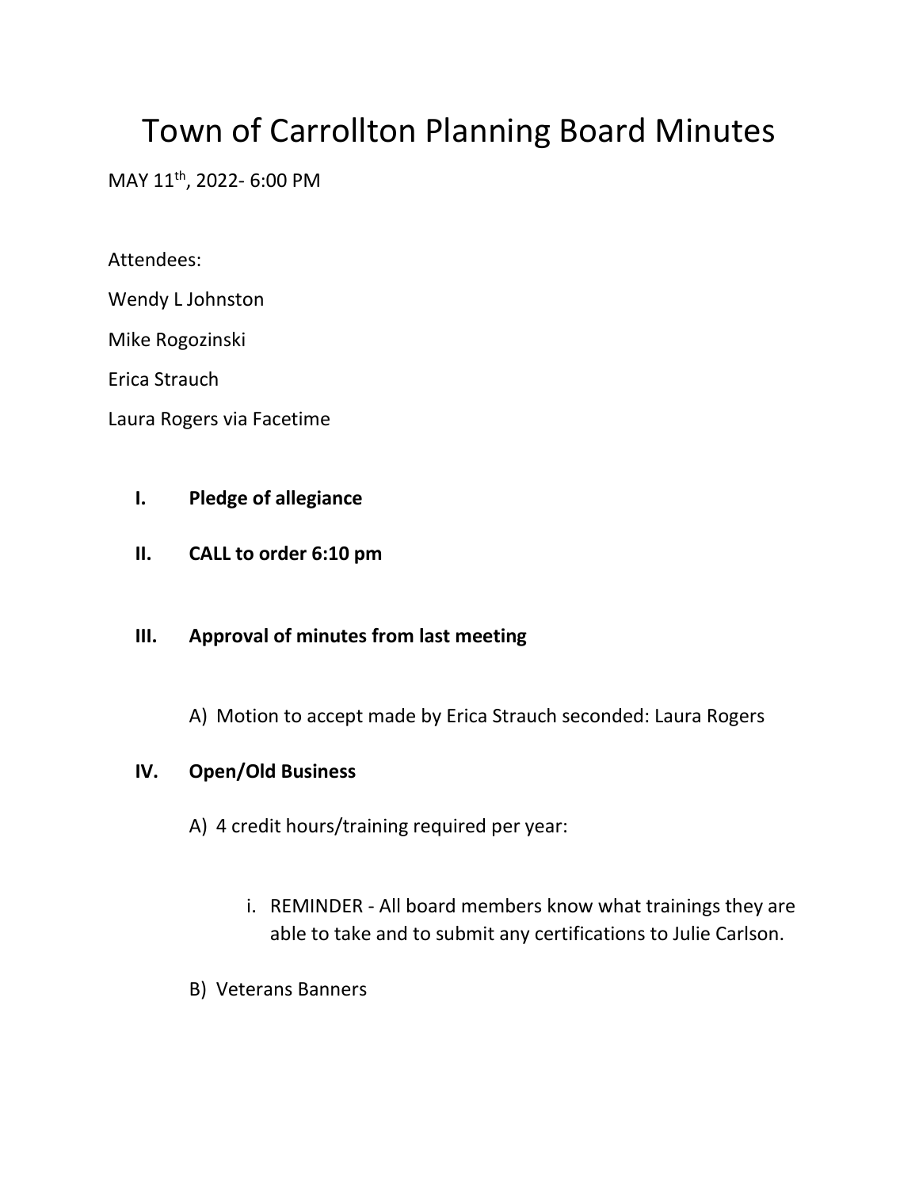# Town of Carrollton Planning Board Minutes

MAY 11th, 2022- 6:00 PM

Attendees:

Wendy L Johnston

Mike Rogozinski

Erica Strauch

Laura Rogers via Facetime

**I. Pledge of allegiance**

**II. CALL to order 6:10 pm**

**III. Approval of minutes from last meeting**

A) Motion to accept made by Erica Strauch seconded: Laura Rogers

**IV. Open/Old Business**

A) 4 credit hours/training required per year:

i. REMINDER - All board members know what trainings they are able to take and to submit any certifications to Julie Carlson.

B) Veterans Banners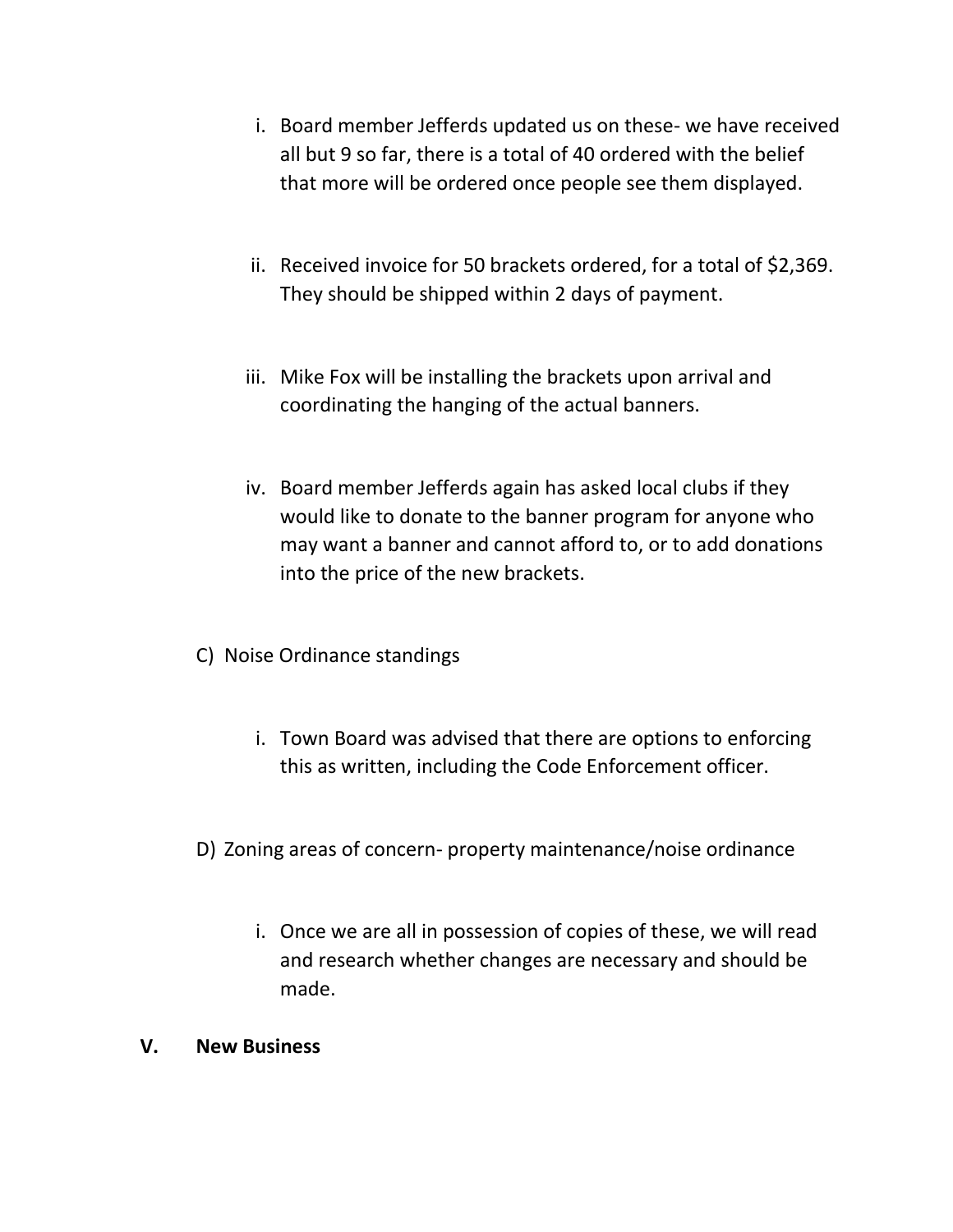i. Board member Jefferds updated us on these- we have received all but 9 so far, there is a total of 40 ordered with the belief that more will be ordered once people see them displayed.

ii. Received invoice for 50 brackets ordered, for a total of $2,369. They should be shipped within 2 days of payment.

iii. Mike Fox will be installing the brackets upon arrival and coordinating the hanging of the actual banners.

iv. Board member Jefferds again has asked local clubs if they would like to donate to the banner program for anyone who may want a banner and cannot afford to, or to add donations into the price of the new brackets.

C) Noise Ordinance standings

i. Town Board was advised that there are options to enforcing this as written, including the Code Enforcement officer.

D) Zoning areas of concern- property maintenance/noise ordinance

i. Once we are all in possession of copies of these, we will read and research whether changes are necessary and should be made.

**V. New Business**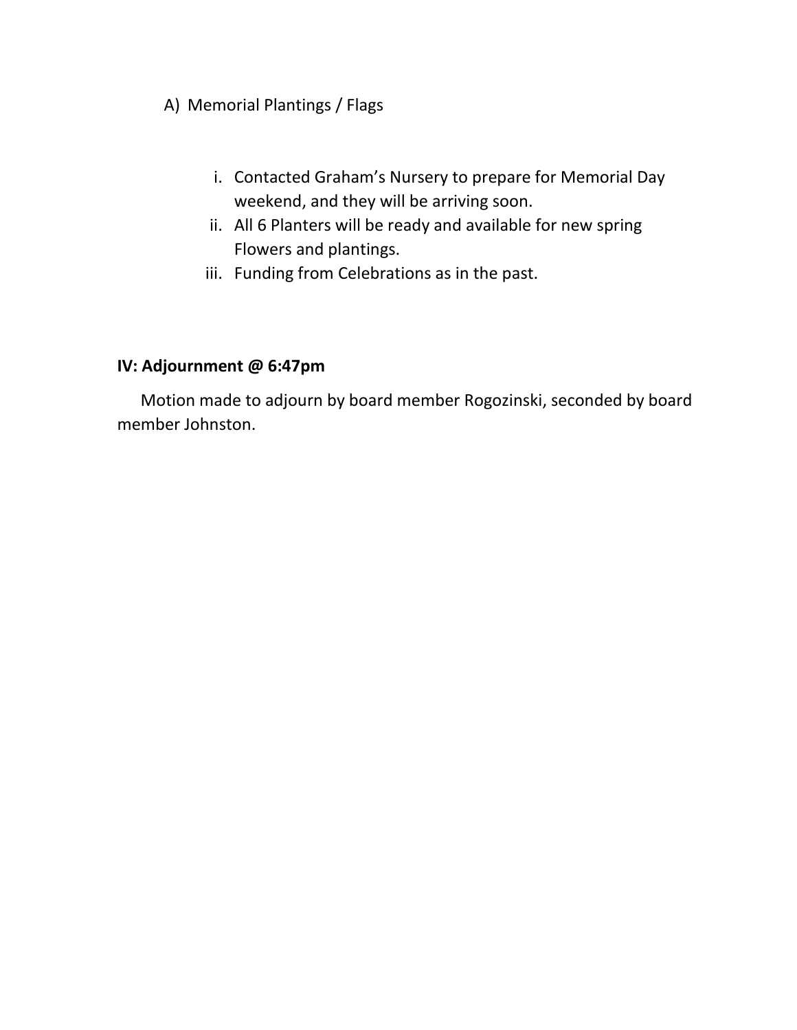A) Memorial Plantings / Flags

i. Contacted Graham's Nursery to prepare for Memorial Day weekend, and they will be arriving soon.
ii. All 6 Planters will be ready and available for new spring Flowers and plantings.
iii. Funding from Celebrations as in the past.

**IV: Adjournment @ 6:47pm**

Motion made to adjourn by board member Rogozinski, seconded by board member Johnston.